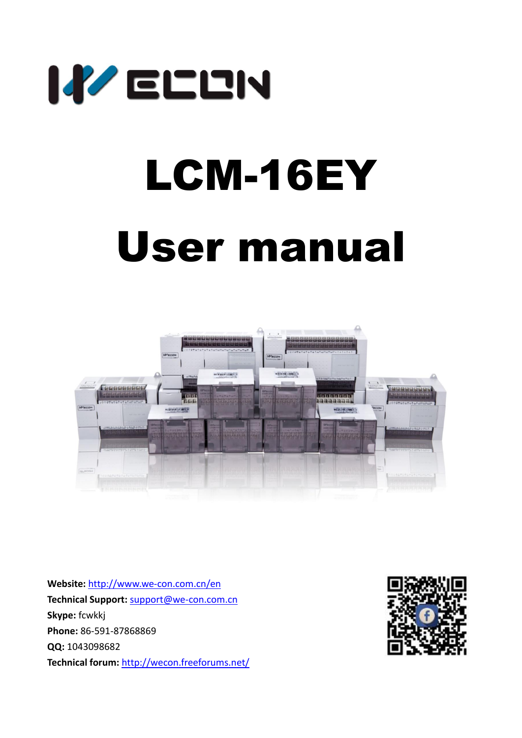# LCM-16EY

# User manual

**Website:** http://www.we-con.com.cn/en
**Technical Support:** support@we-con.com.cn
**Skype:** fcwkkj
**Phone:** 86-591-87868869
**QQ:** 1043098682
**Technical forum:** http://wecon.freeforums.net/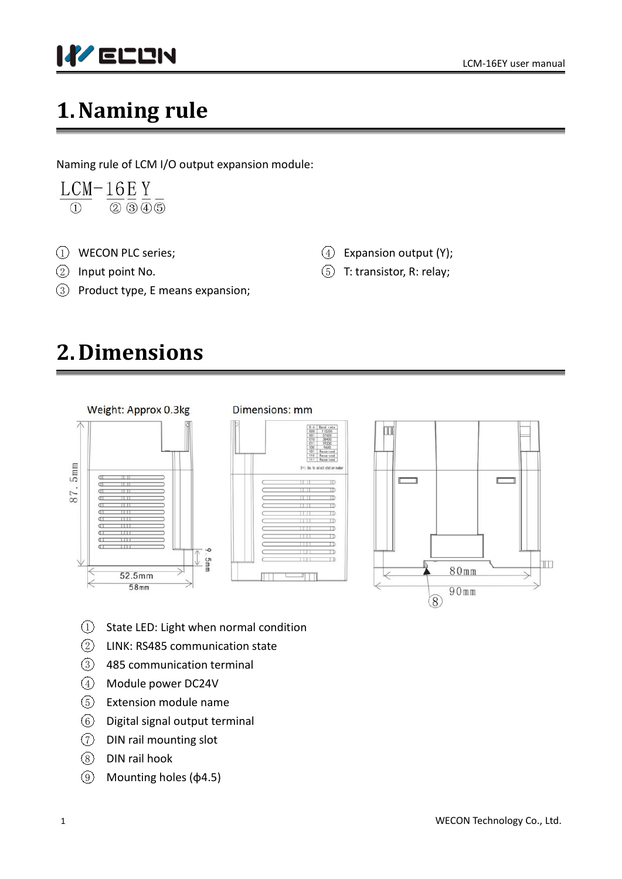# 1. Naming rule

Naming rule of LCM I/O output expansion module:

LCM-16E Y _
① ②③④⑤

① WECON PLC series;

② Input point No.

③ Product type, E means expansion;

④ Expansion output (Y);

⑤ T: transistor, R: relay;

# 2. Dimensions

Weight: Approx 0.3kg

Dimensions: mm

87.5mm

9.5mm

52.5mm

58mm

80mm

90mm

① State LED: Light when normal condition

② LINK: RS485 communication state

③ 485 communication terminal

④ Module power DC24V

⑤ Extension module name

⑥ Digital signal output terminal

⑦ DIN rail mounting slot

⑧ DIN rail hook

⑨ Mounting holes (ϕ4.5)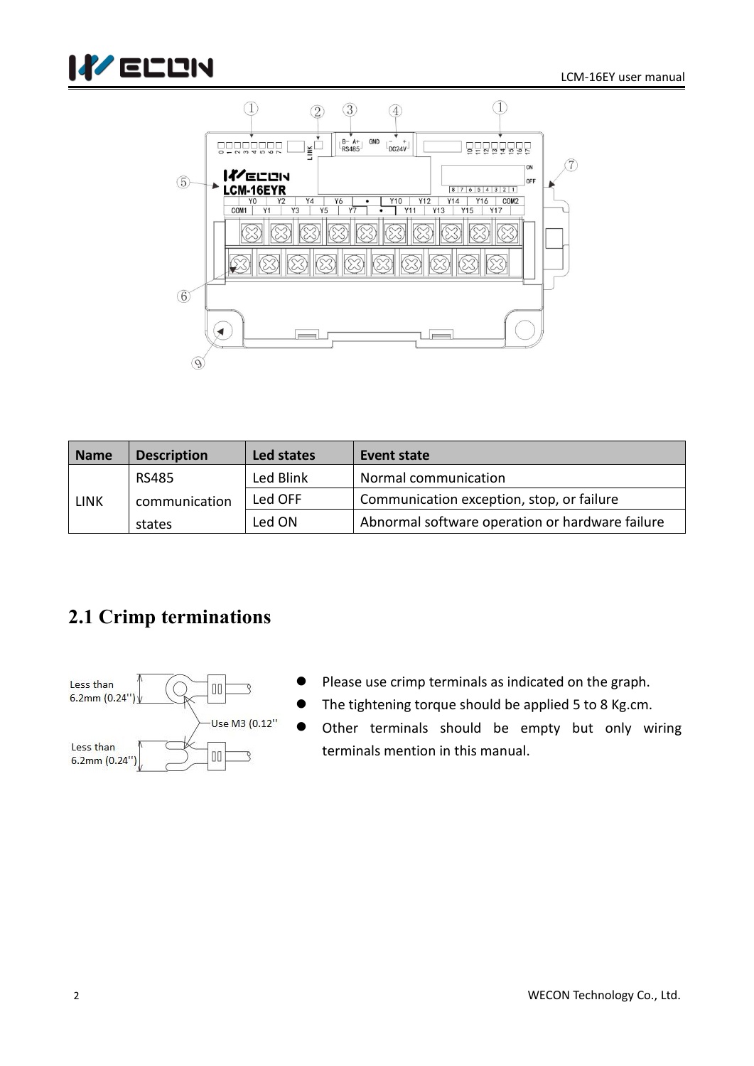| Name | Description | Led states | Event state |
| --- | --- | --- | --- |
| LINK | RS485 communication states | Led Blink | Normal communication |
| | | Led OFF | Communication exception, stop, or failure |
| | | Led ON | Abnormal software operation or hardware failure |

## 2.1 Crimp terminations

- Please use crimp terminals as indicated on the graph.
- The tightening torque should be applied 5 to 8 Kg.cm.
- Other terminals should be empty but only wiring terminals mention in this manual.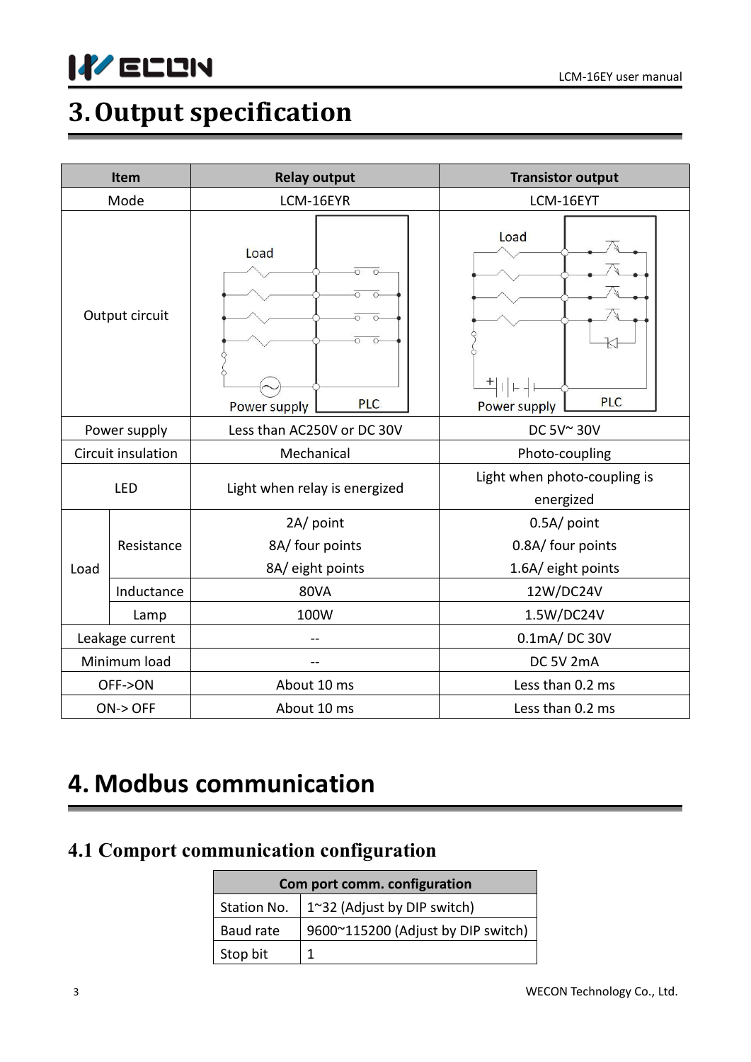# 3. Output specification

| Item | | Relay output | Transistor output |
|---|---|---|---|
| Mode | | LCM-16EYR | LCM-16EYT |
| Output circuit | | Load / Power supply / PLC | Load / Power supply / PLC |
| Power supply | | Less than AC250V or DC 30V | DC 5V~ 30V |
| Circuit insulation | | Mechanical | Photo-coupling |
| LED | | Light when relay is energized | Light when photo-coupling is energized |
| Load | Resistance | 2A/ point<br>8A/ four points<br>8A/ eight points | 0.5A/ point<br>0.8A/ four points<br>1.6A/ eight points |
| | Inductance | 80VA | 12W/DC24V |
| | Lamp | 100W | 1.5W/DC24V |
| Leakage current | | -- | 0.1mA/ DC 30V |
| Minimum load | | -- | DC 5V 2mA |
| OFF->ON | | About 10 ms | Less than 0.2 ms |
| ON-> OFF | | About 10 ms | Less than 0.2 ms |

# 4. Modbus communication

## 4.1 Comport communication configuration

| Com port comm. configuration | |
|---|---|
| Station No. | 1~32 (Adjust by DIP switch) |
| Baud rate | 9600~115200 (Adjust by DIP switch) |
| Stop bit | 1 |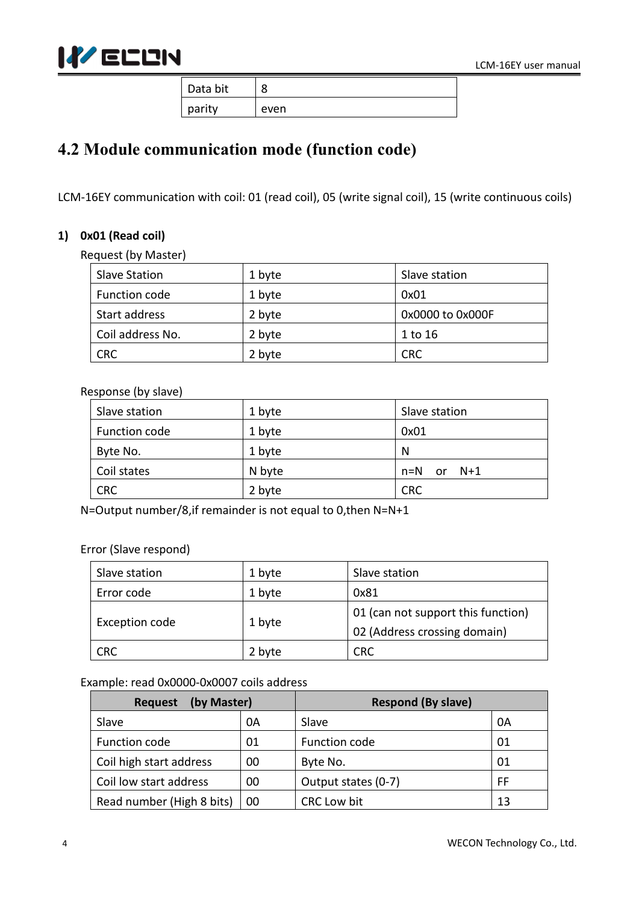| Data bit | 8 |
| --- | --- |
| parity | even |

## 4.2 Module communication mode (function code)

LCM-16EY communication with coil: 01 (read coil), 05 (write signal coil), 15 (write continuous coils)

**1) 0x01 (Read coil)**

Request (by Master)

| Slave Station | 1 byte | Slave station |
| --- | --- | --- |
| Function code | 1 byte | 0x01 |
| Start address | 2 byte | 0x0000 to 0x000F |
| Coil address No. | 2 byte | 1 to 16 |
| CRC | 2 byte | CRC |

Response (by slave)

| Slave station | 1 byte | Slave station |
| --- | --- | --- |
| Function code | 1 byte | 0x01 |
| Byte No. | 1 byte | N |
| Coil states | N byte | n=N or N+1 |
| CRC | 2 byte | CRC |

N=Output number/8,if remainder is not equal to 0,then N=N+1

Error (Slave respond)

| Slave station | 1 byte | Slave station |
| --- | --- | --- |
| Error code | 1 byte | 0x81 |
| Exception code | 1 byte | 01 (can not support this function)<br>02 (Address crossing domain) |
| CRC | 2 byte | CRC |

Example: read 0x0000-0x0007 coils address

| Request (by Master) | | Respond (By slave) | |
| --- | --- | --- | --- |
| Slave | 0A | Slave | 0A |
| Function code | 01 | Function code | 01 |
| Coil high start address | 00 | Byte No. | 01 |
| Coil low start address | 00 | Output states (0-7) | FF |
| Read number (High 8 bits) | 00 | CRC Low bit | 13 |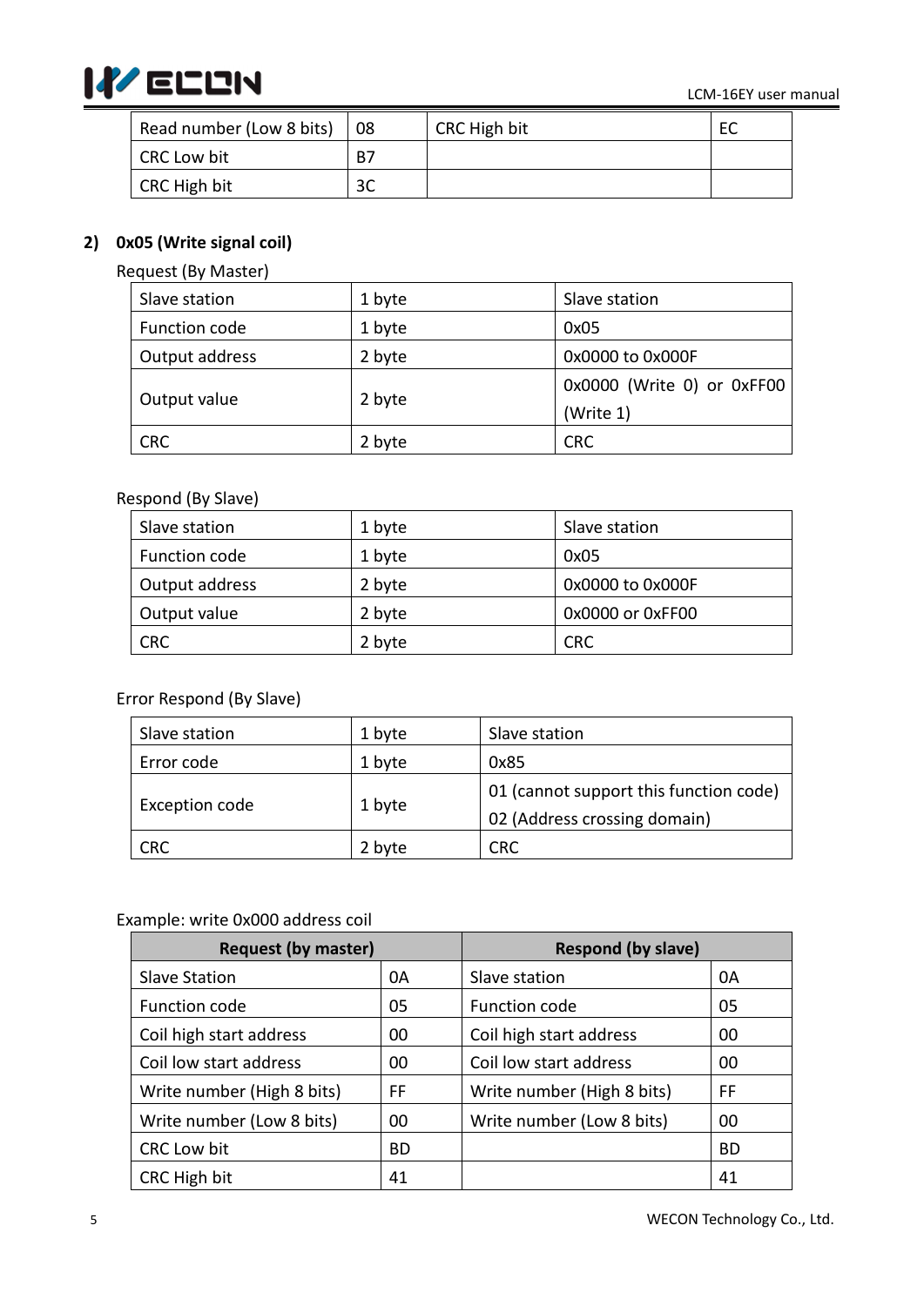| Read number (Low 8 bits) | 08 | CRC High bit | EC |
|---|---|---|---|
| CRC Low bit | B7 | | |
| CRC High bit | 3C | | |

**2) 0x05 (Write signal coil)**

Request (By Master)

| Slave station | 1 byte | Slave station |
|---|---|---|
| Function code | 1 byte | 0x05 |
| Output address | 2 byte | 0x0000 to 0x000F |
| Output value | 2 byte | 0x0000 (Write 0) or 0xFF00 (Write 1) |
| CRC | 2 byte | CRC |

Respond (By Slave)

| Slave station | 1 byte | Slave station |
|---|---|---|
| Function code | 1 byte | 0x05 |
| Output address | 2 byte | 0x0000 to 0x000F |
| Output value | 2 byte | 0x0000 or 0xFF00 |
| CRC | 2 byte | CRC |

Error Respond (By Slave)

| Slave station | 1 byte | Slave station |
|---|---|---|
| Error code | 1 byte | 0x85 |
| Exception code | 1 byte | 01 (cannot support this function code)<br>02 (Address crossing domain) |
| CRC | 2 byte | CRC |

Example: write 0x000 address coil

| Request (by master) | | Respond (by slave) | |
|---|---|---|---|
| Slave Station | 0A | Slave station | 0A |
| Function code | 05 | Function code | 05 |
| Coil high start address | 00 | Coil high start address | 00 |
| Coil low start address | 00 | Coil low start address | 00 |
| Write number (High 8 bits) | FF | Write number (High 8 bits) | FF |
| Write number (Low 8 bits) | 00 | Write number (Low 8 bits) | 00 |
| CRC Low bit | BD | | BD |
| CRC High bit | 41 | | 41 |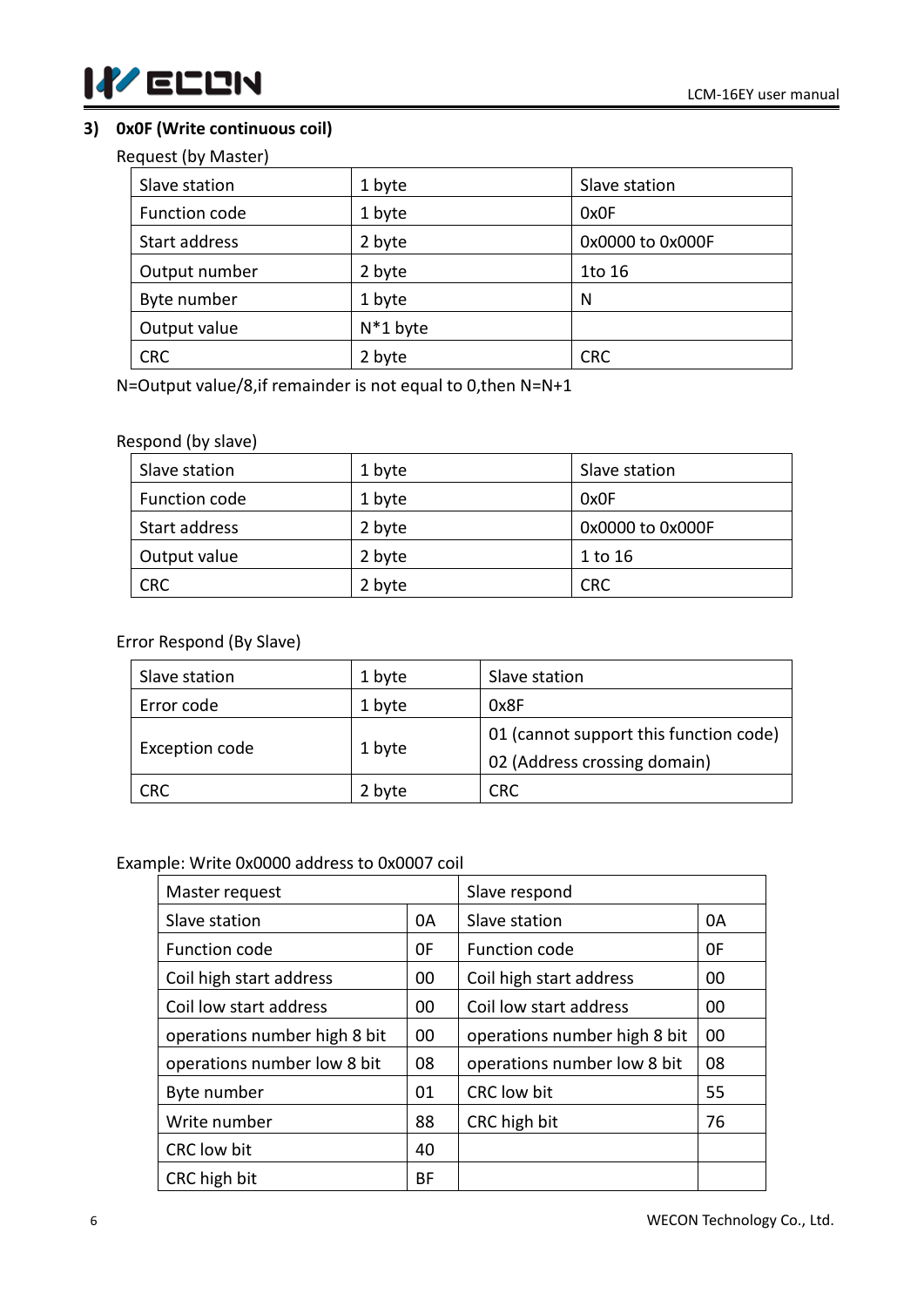### 3) 0x0F (Write continuous coil)

Request (by Master)

| Slave station | 1 byte | Slave station |
|---|---|---|
| Function code | 1 byte | 0x0F |
| Start address | 2 byte | 0x0000 to 0x000F |
| Output number | 2 byte | 1to 16 |
| Byte number | 1 byte | N |
| Output value | N*1 byte | |
| CRC | 2 byte | CRC |

N=Output value/8,if remainder is not equal to 0,then N=N+1

Respond (by slave)

| Slave station | 1 byte | Slave station |
|---|---|---|
| Function code | 1 byte | 0x0F |
| Start address | 2 byte | 0x0000 to 0x000F |
| Output value | 2 byte | 1 to 16 |
| CRC | 2 byte | CRC |

Error Respond (By Slave)

| Slave station | 1 byte | Slave station |
|---|---|---|
| Error code | 1 byte | 0x8F |
| Exception code | 1 byte | 01 (cannot support this function code)<br>02 (Address crossing domain) |
| CRC | 2 byte | CRC |

Example: Write 0x0000 address to 0x0007 coil

| Master request | | Slave respond | |
|---|---|---|---|
| Slave station | 0A | Slave station | 0A |
| Function code | 0F | Function code | 0F |
| Coil high start address | 00 | Coil high start address | 00 |
| Coil low start address | 00 | Coil low start address | 00 |
| operations number high 8 bit | 00 | operations number high 8 bit | 00 |
| operations number low 8 bit | 08 | operations number low 8 bit | 08 |
| Byte number | 01 | CRC low bit | 55 |
| Write number | 88 | CRC high bit | 76 |
| CRC low bit | 40 | | |
| CRC high bit | BF | | |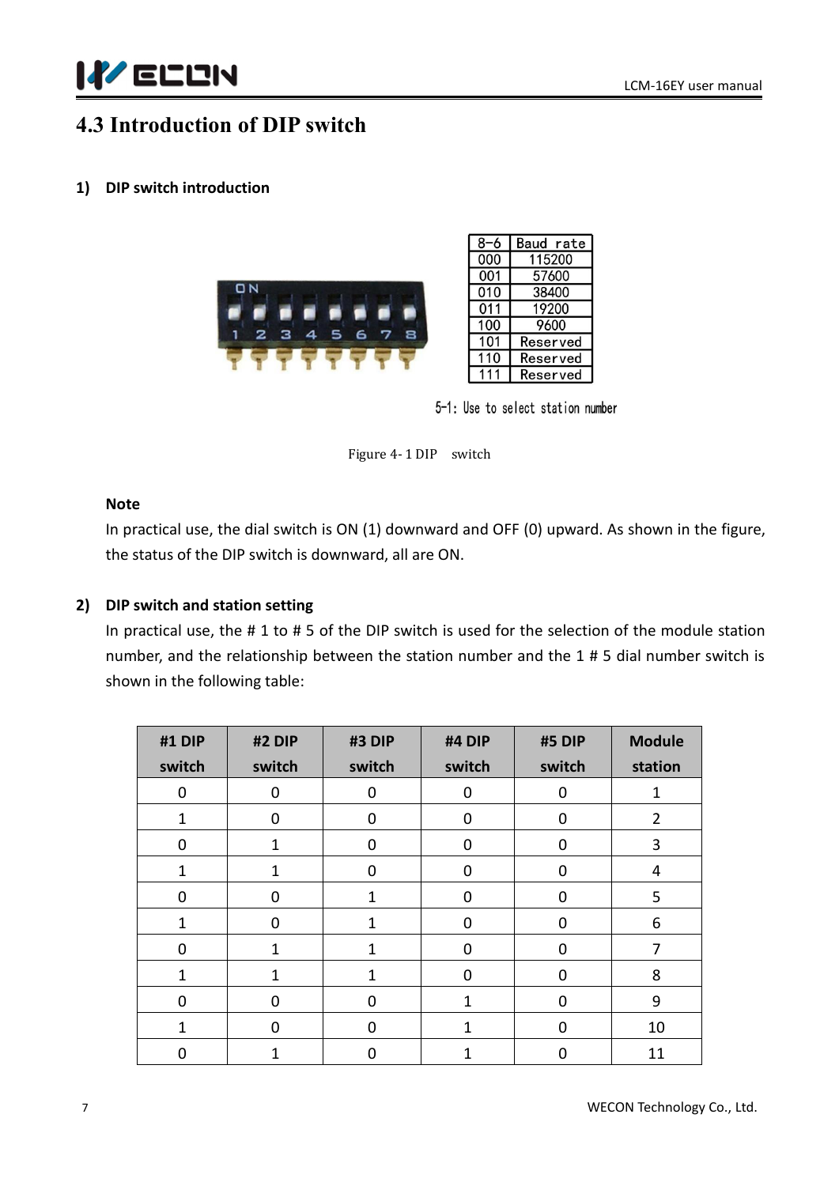# 4.3 Introduction of DIP switch

**1) DIP switch introduction**

| 8-6 | Baud rate |
|---|---|
| 000 | 115200 |
| 001 | 57600 |
| 010 | 38400 |
| 011 | 19200 |
| 100 | 9600 |
| 101 | Reserved |
| 110 | Reserved |
| 111 | Reserved |

5-1: Use to select station number

Figure 4- 1 DIP switch

**Note**

In practical use, the dial switch is ON (1) downward and OFF (0) upward. As shown in the figure, the status of the DIP switch is downward, all are ON.

**2) DIP switch and station setting**

In practical use, the # 1 to # 5 of the DIP switch is used for the selection of the module station number, and the relationship between the station number and the 1 # 5 dial number switch is shown in the following table:

| #1 DIP switch | #2 DIP switch | #3 DIP switch | #4 DIP switch | #5 DIP switch | Module station |
|---|---|---|---|---|---|
| 0 | 0 | 0 | 0 | 0 | 1 |
| 1 | 0 | 0 | 0 | 0 | 2 |
| 0 | 1 | 0 | 0 | 0 | 3 |
| 1 | 1 | 0 | 0 | 0 | 4 |
| 0 | 0 | 1 | 0 | 0 | 5 |
| 1 | 0 | 1 | 0 | 0 | 6 |
| 0 | 1 | 1 | 0 | 0 | 7 |
| 1 | 1 | 1 | 0 | 0 | 8 |
| 0 | 0 | 0 | 1 | 0 | 9 |
| 1 | 0 | 0 | 1 | 0 | 10 |
| 0 | 1 | 0 | 1 | 0 | 11 |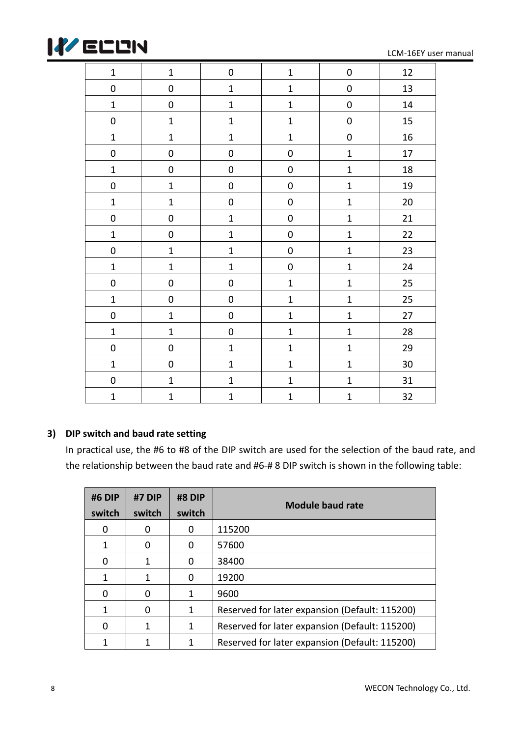| | | | | | |
|---|---|---|---|---|---|
| 1 | 1 | 0 | 1 | 0 | 12 |
| 0 | 0 | 1 | 1 | 0 | 13 |
| 1 | 0 | 1 | 1 | 0 | 14 |
| 0 | 1 | 1 | 1 | 0 | 15 |
| 1 | 1 | 1 | 1 | 0 | 16 |
| 0 | 0 | 0 | 0 | 1 | 17 |
| 1 | 0 | 0 | 0 | 1 | 18 |
| 0 | 1 | 0 | 0 | 1 | 19 |
| 1 | 1 | 0 | 0 | 1 | 20 |
| 0 | 0 | 1 | 0 | 1 | 21 |
| 1 | 0 | 1 | 0 | 1 | 22 |
| 0 | 1 | 1 | 0 | 1 | 23 |
| 1 | 1 | 1 | 0 | 1 | 24 |
| 0 | 0 | 0 | 1 | 1 | 25 |
| 1 | 0 | 0 | 1 | 1 | 25 |
| 0 | 1 | 0 | 1 | 1 | 27 |
| 1 | 1 | 0 | 1 | 1 | 28 |
| 0 | 0 | 1 | 1 | 1 | 29 |
| 1 | 0 | 1 | 1 | 1 | 30 |
| 0 | 1 | 1 | 1 | 1 | 31 |
| 1 | 1 | 1 | 1 | 1 | 32 |

**3) DIP switch and baud rate setting**

In practical use, the #6 to #8 of the DIP switch are used for the selection of the baud rate, and the relationship between the baud rate and #6-# 8 DIP switch is shown in the following table:

| #6 DIP switch | #7 DIP switch | #8 DIP switch | Module baud rate |
|---|---|---|---|
| 0 | 0 | 0 | 115200 |
| 1 | 0 | 0 | 57600 |
| 0 | 1 | 0 | 38400 |
| 1 | 1 | 0 | 19200 |
| 0 | 0 | 1 | 9600 |
| 1 | 0 | 1 | Reserved for later expansion (Default: 115200) |
| 0 | 1 | 1 | Reserved for later expansion (Default: 115200) |
| 1 | 1 | 1 | Reserved for later expansion (Default: 115200) |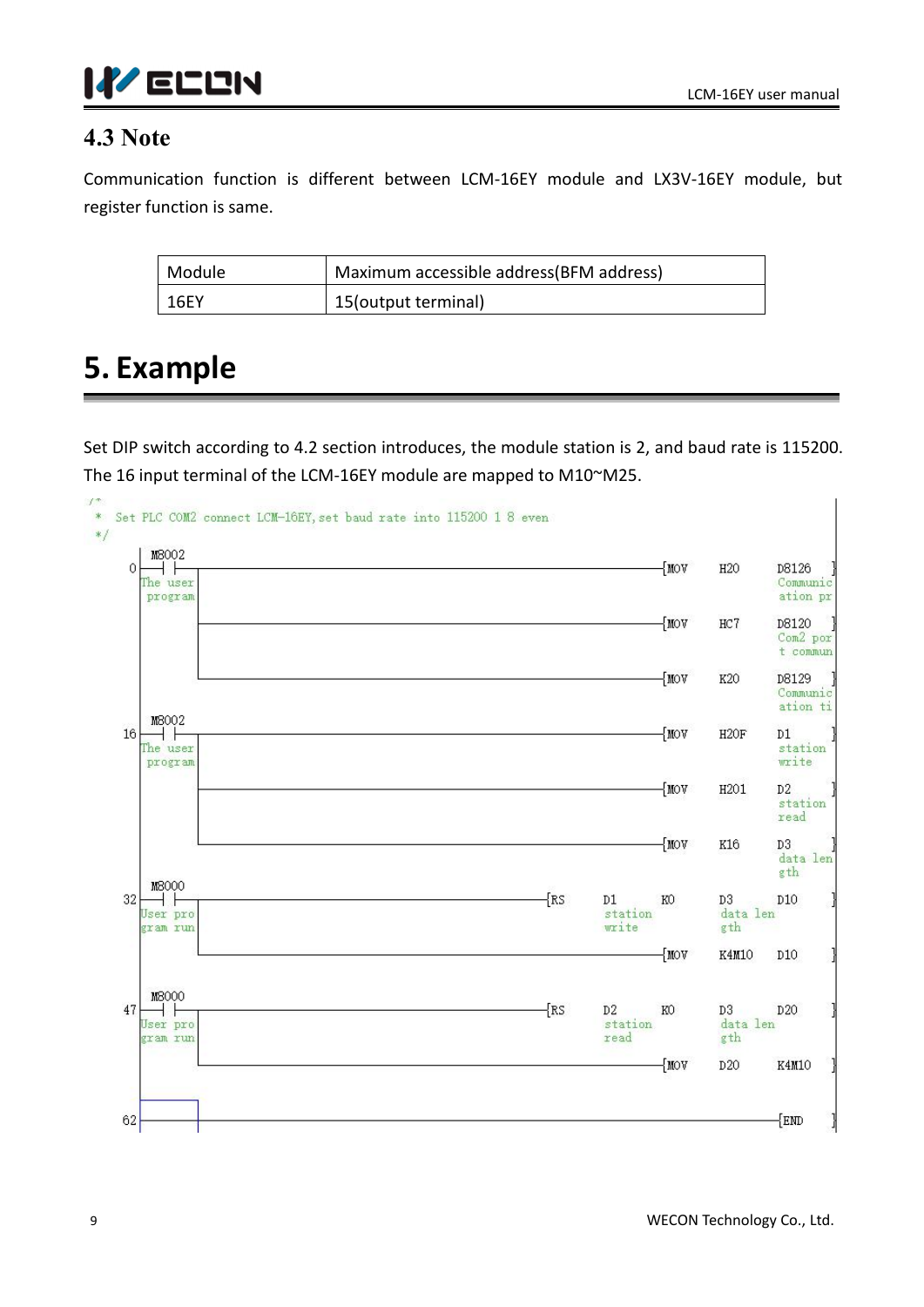## 4.3 Note

Communication function is different between LCM-16EY module and LX3V-16EY module, but register function is same.

| Module | Maximum accessible address(BFM address) |
|---|---|
| 16EY | 15(output terminal) |

# 5. Example

Set DIP switch according to 4.2 section introduces, the module station is 2, and baud rate is 115200. The 16 input terminal of the LCM-16EY module are mapped to M10~M25.

```
/*
 *  Set PLC COM2 connect LCM-16EY,set baud rate into 115200 1 8 even
 */
 0   M8002 (The user program)
         [MOV  H20    D8126 (Communication pr)]
         [MOV  HC7    D8120 (Com2 port commun)]
         [MOV  K20    D8129 (Communication ti)]
16   M8002 (The user program)
         [MOV  H20F   D1 (station write)]
         [MOV  H201   D2 (station read)]
         [MOV  K16    D3 (data length)]
32   M8000 (User program run)
         [RS   D1 (station write)  K0  D3 (data length)  D10]
         [MOV  K4M10  D10]
47   M8000 (User program run)
         [RS   D2 (station read)  K0  D3 (data length)  D20]
         [MOV  D20    K4M10]
62                                         [END]
```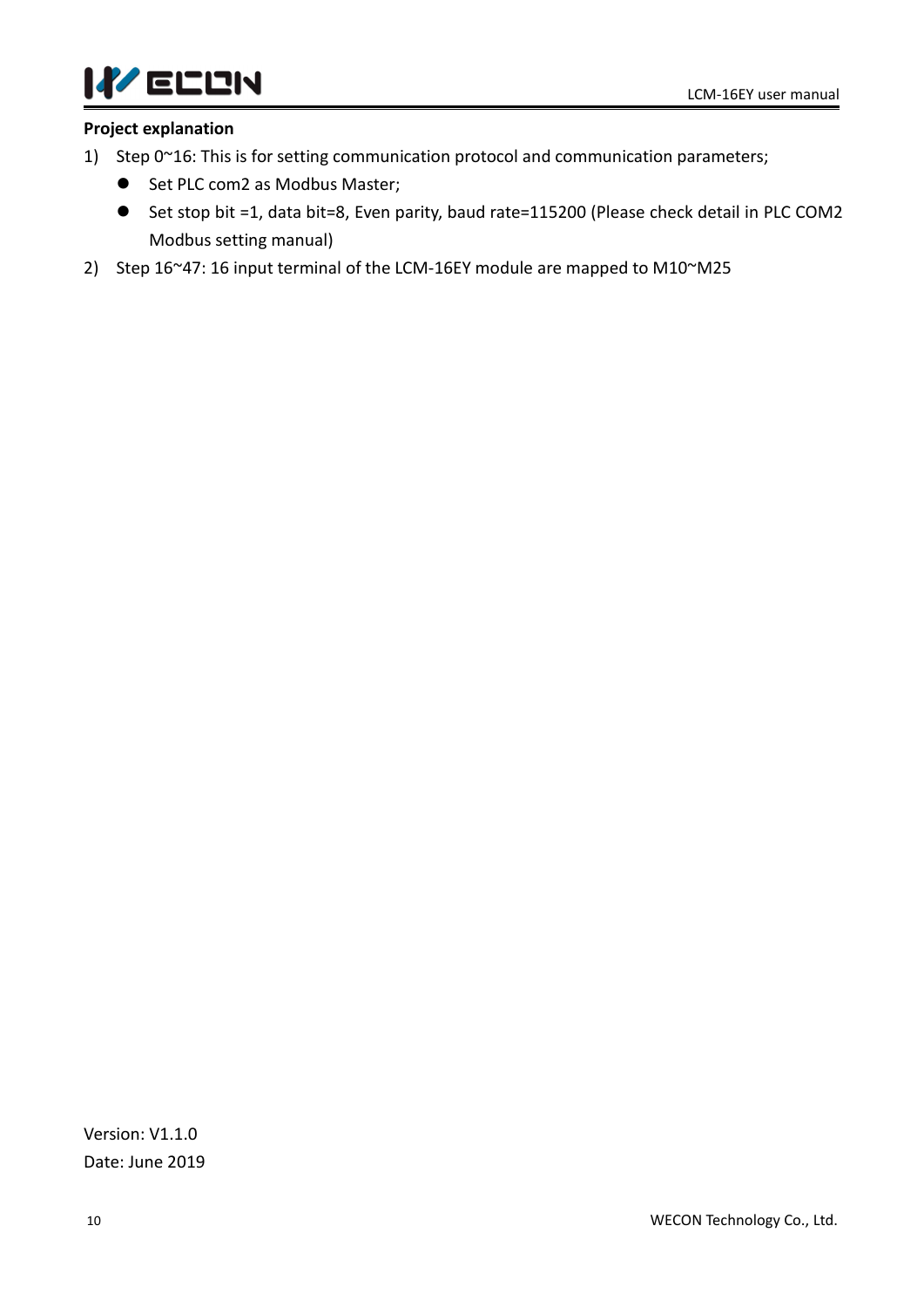**Project explanation**

1) Step 0~16: This is for setting communication protocol and communication parameters;
   - Set PLC com2 as Modbus Master;
   - Set stop bit =1, data bit=8, Even parity, baud rate=115200 (Please check detail in PLC COM2 Modbus setting manual)
2) Step 16~47: 16 input terminal of the LCM-16EY module are mapped to M10~M25

Version: V1.1.0

Date: June 2019